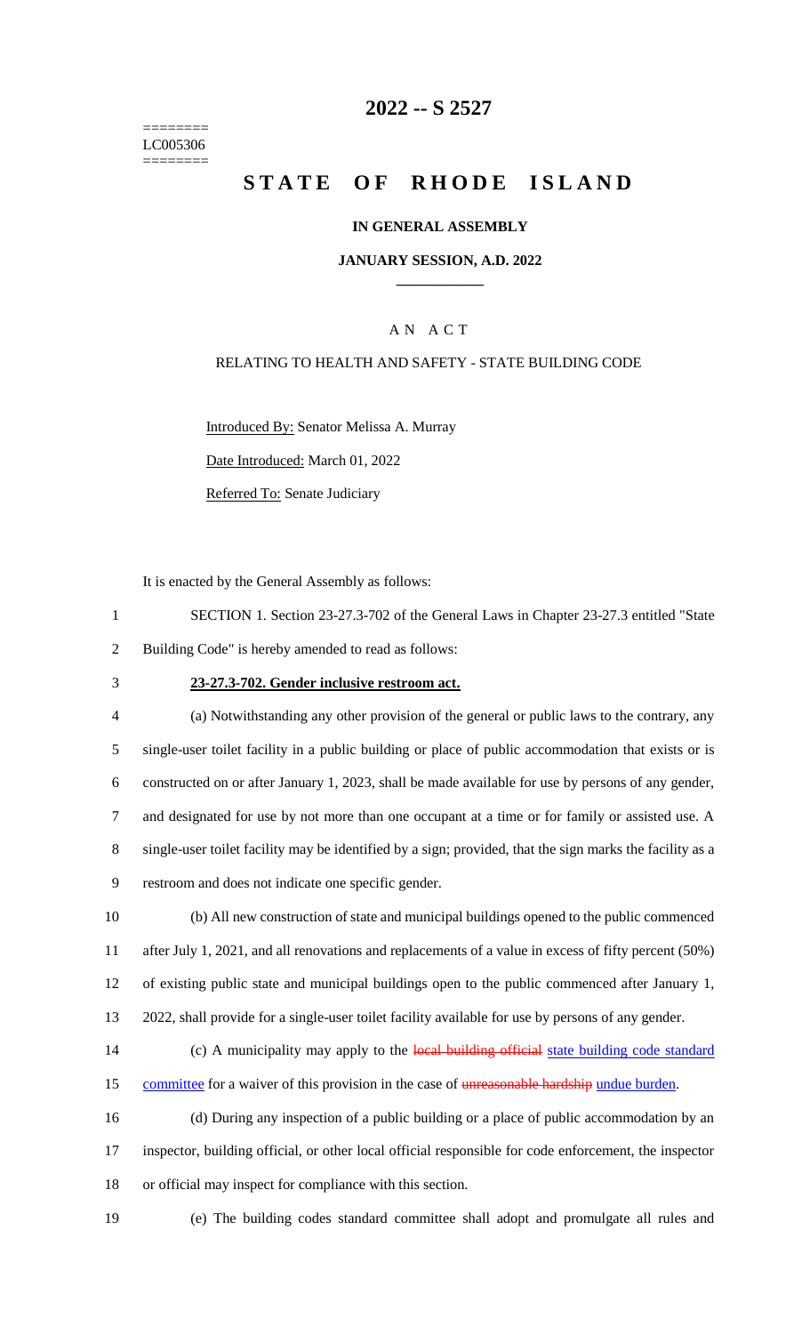========
LC005306
========

# 2022 -- S 2527

# STATE OF RHODE ISLAND

**IN GENERAL ASSEMBLY**

**JANUARY SESSION, A.D. 2022**

A N A C T

RELATING TO HEALTH AND SAFETY - STATE BUILDING CODE

Introduced By: Senator Melissa A. Murray

Date Introduced: March 01, 2022

Referred To: Senate Judiciary

It is enacted by the General Assembly as follows:

1 SECTION 1. Section 23-27.3-702 of the General Laws in Chapter 23-27.3 entitled "State
2 Building Code" is hereby amended to read as follows:

3 **23-27.3-702. Gender inclusive restroom act.**

4 (a) Notwithstanding any other provision of the general or public laws to the contrary, any
5 single-user toilet facility in a public building or place of public accommodation that exists or is
6 constructed on or after January 1, 2023, shall be made available for use by persons of any gender,
7 and designated for use by not more than one occupant at a time or for family or assisted use. A
8 single-user toilet facility may be identified by a sign; provided, that the sign marks the facility as a
9 restroom and does not indicate one specific gender.

10 (b) All new construction of state and municipal buildings opened to the public commenced
11 after July 1, 2021, and all renovations and replacements of a value in excess of fifty percent (50%)
12 of existing public state and municipal buildings open to the public commenced after January 1,
13 2022, shall provide for a single-user toilet facility available for use by persons of any gender.

14 (c) A municipality may apply to the ~~local building official~~ state building code standard
15 committee for a waiver of this provision in the case of ~~unreasonable hardship~~ undue burden.

16 (d) During any inspection of a public building or a place of public accommodation by an
17 inspector, building official, or other local official responsible for code enforcement, the inspector
18 or official may inspect for compliance with this section.

19 (e) The building codes standard committee shall adopt and promulgate all rules and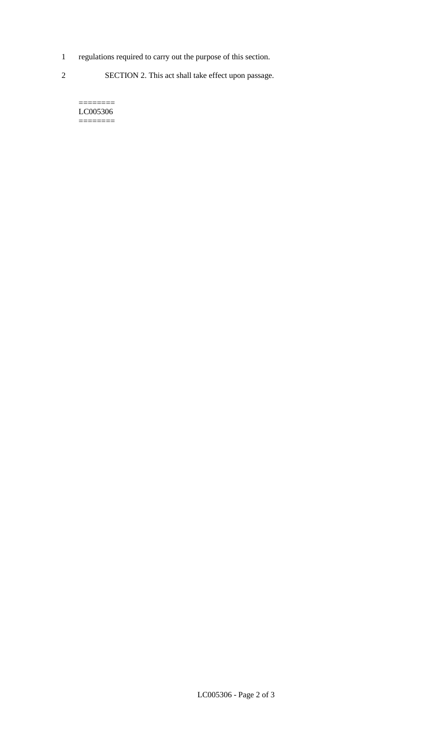regulations required to carry out the purpose of this section.

SECTION 2. This act shall take effect upon passage.

========
LC005306
========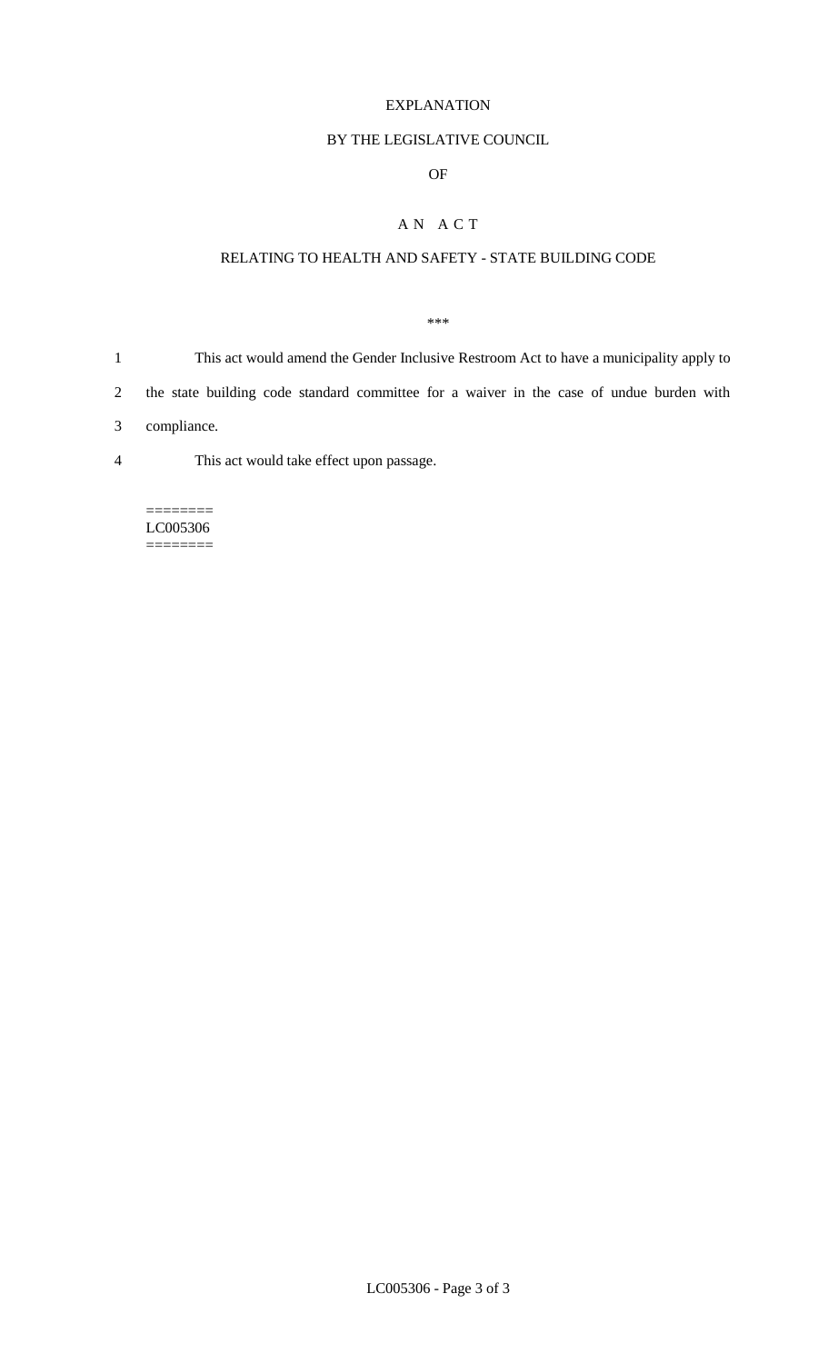EXPLANATION

BY THE LEGISLATIVE COUNCIL

OF

A N A C T

RELATING TO HEALTH AND SAFETY - STATE BUILDING CODE

***

1 This act would amend the Gender Inclusive Restroom Act to have a municipality apply to
2 the state building code standard committee for a waiver in the case of undue burden with
3 compliance.

4 This act would take effect upon passage.

========
LC005306
========